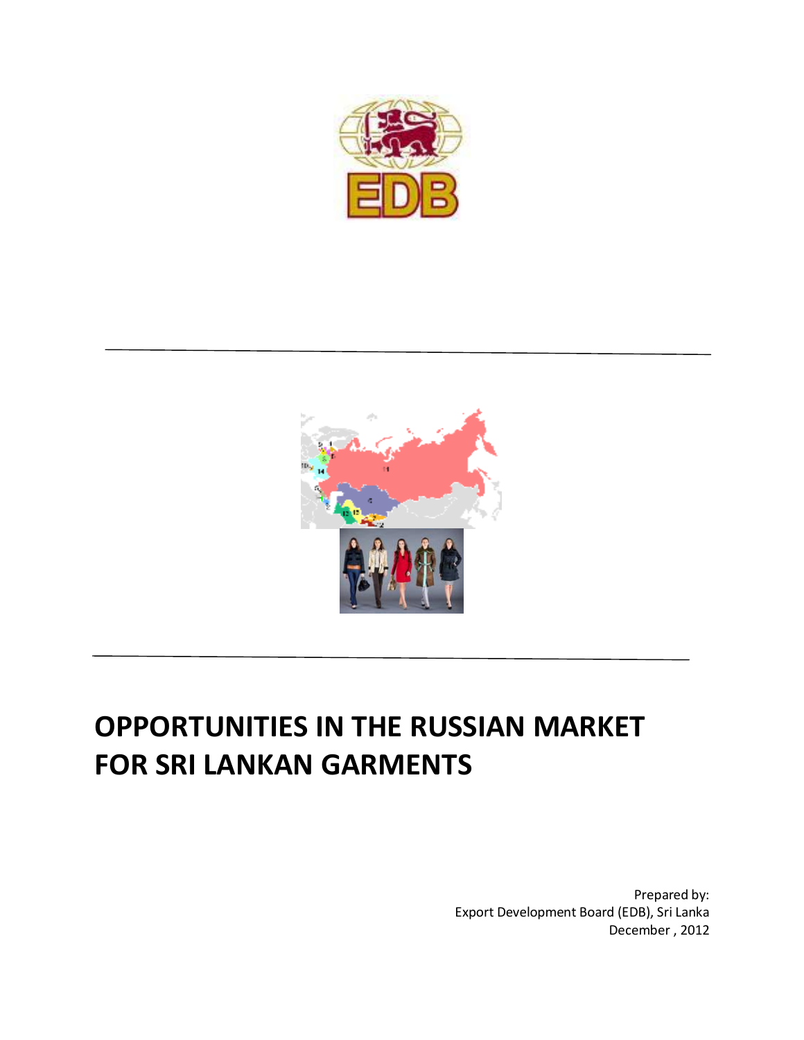# OPPORTUNITIES IN THE RUSSIAN MARKET FOR SRI LANKAN GARMENTS

Prepared by:
Export Development Board (EDB), Sri Lanka
December , 2012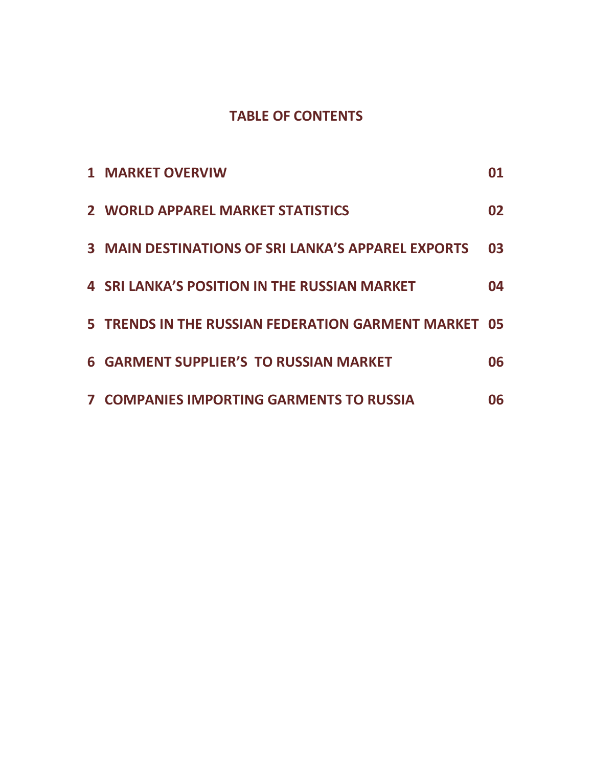# TABLE OF CONTENTS

| | | |
|---|---|---|
| 1 | MARKET OVERVIW | 01 |
| 2 | WORLD APPAREL MARKET STATISTICS | 02 |
| 3 | MAIN DESTINATIONS OF SRI LANKA'S APPAREL EXPORTS | 03 |
| 4 | SRI LANKA'S POSITION IN THE RUSSIAN MARKET | 04 |
| 5 | TRENDS IN THE RUSSIAN FEDERATION GARMENT MARKET | 05 |
| 6 | GARMENT SUPPLIER'S TO RUSSIAN MARKET | 06 |
| 7 | COMPANIES IMPORTING GARMENTS TO RUSSIA | 06 |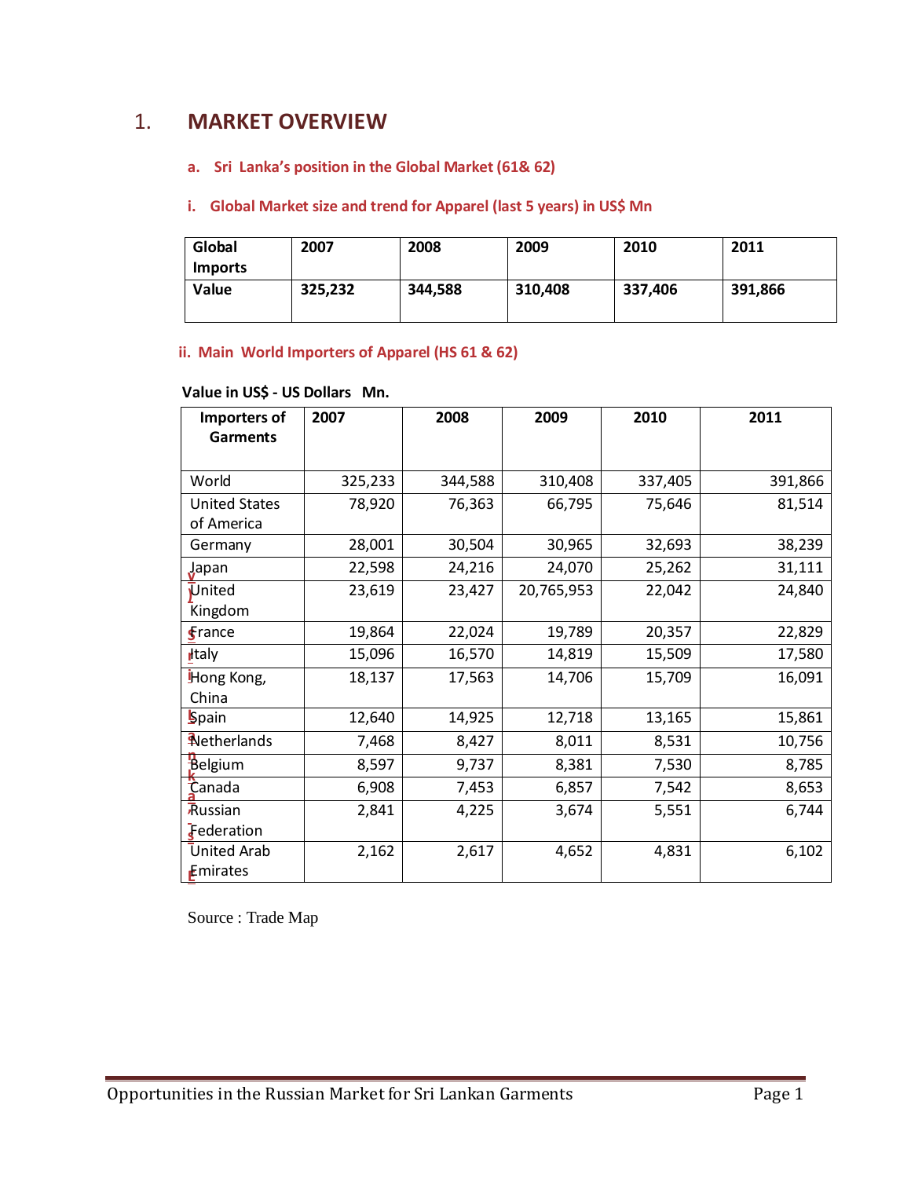# 1. MARKET OVERVIEW

## a. Sri Lanka's position in the Global Market (61& 62)

### i. Global Market size and trend for Apparel (last 5 years) in US$ Mn

| Global Imports | 2007 | 2008 | 2009 | 2010 | 2011 |
|---|---|---|---|---|---|
| Value | 325,232 | 344,588 | 310,408 | 337,406 | 391,866 |

### ii. Main World Importers of Apparel (HS 61 & 62)

**Value in US$ - US Dollars Mn.**

| Importers of Garments | 2007 | 2008 | 2009 | 2010 | 2011 |
|---|---|---|---|---|---|
| World | 325,233 | 344,588 | 310,408 | 337,405 | 391,866 |
| United States of America | 78,920 | 76,363 | 66,795 | 75,646 | 81,514 |
| Germany | 28,001 | 30,504 | 30,965 | 32,693 | 38,239 |
| Japan | 22,598 | 24,216 | 24,070 | 25,262 | 31,111 |
| United Kingdom | 23,619 | 23,427 | 20,765,953 | 22,042 | 24,840 |
| France | 19,864 | 22,024 | 19,789 | 20,357 | 22,829 |
| Italy | 15,096 | 16,570 | 14,819 | 15,509 | 17,580 |
| Hong Kong, China | 18,137 | 17,563 | 14,706 | 15,709 | 16,091 |
| Spain | 12,640 | 14,925 | 12,718 | 13,165 | 15,861 |
| Netherlands | 7,468 | 8,427 | 8,011 | 8,531 | 10,756 |
| Belgium | 8,597 | 9,737 | 8,381 | 7,530 | 8,785 |
| Canada | 6,908 | 7,453 | 6,857 | 7,542 | 8,653 |
| Russian Federation | 2,841 | 4,225 | 3,674 | 5,551 | 6,744 |
| United Arab Emirates | 2,162 | 2,617 | 4,652 | 4,831 | 6,102 |

Source : Trade Map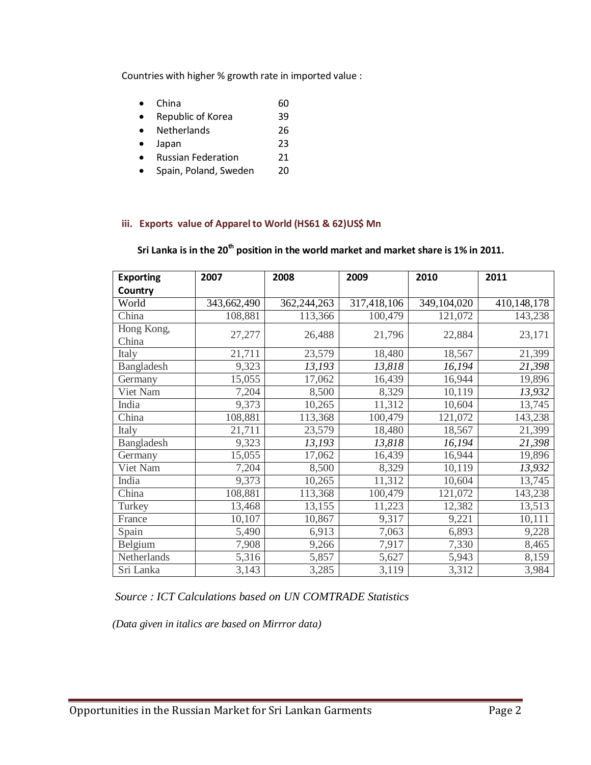Countries with higher % growth rate in imported value :

- China 60
- Republic of Korea 39
- Netherlands 26
- Japan 23
- Russian Federation 21
- Spain, Poland, Sweden 20

### iii. Exports value of Apparel to World (HS61 & 62)US$ Mn

**Sri Lanka is in the 20th position in the world market and market share is 1% in 2011.**

| Exporting Country | 2007 | 2008 | 2009 | 2010 | 2011 |
|---|---|---|---|---|---|
| World | 343,662,490 | 362,244,263 | 317,418,106 | 349,104,020 | 410,148,178 |
| China | 108,881 | 113,366 | 100,479 | 121,072 | 143,238 |
| Hong Kong, China | 27,277 | 26,488 | 21,796 | 22,884 | 23,171 |
| Italy | 21,711 | 23,579 | 18,480 | 18,567 | 21,399 |
| Bangladesh | 9,323 | *13,193* | *13,818* | *16,194* | *21,398* |
| Germany | 15,055 | 17,062 | 16,439 | 16,944 | 19,896 |
| Viet Nam | 7,204 | 8,500 | 8,329 | 10,119 | *13,932* |
| India | 9,373 | 10,265 | 11,312 | 10,604 | 13,745 |
| China | 108,881 | 113,368 | 100,479 | 121,072 | 143,238 |
| Italy | 21,711 | 23,579 | 18,480 | 18,567 | 21,399 |
| Bangladesh | 9,323 | *13,193* | *13,818* | *16,194* | *21,398* |
| Germany | 15,055 | 17,062 | 16,439 | 16,944 | 19,896 |
| Viet Nam | 7,204 | 8,500 | 8,329 | 10,119 | *13,932* |
| India | 9,373 | 10,265 | 11,312 | 10,604 | 13,745 |
| China | 108,881 | 113,368 | 100,479 | 121,072 | 143,238 |
| Turkey | 13,468 | 13,155 | 11,223 | 12,382 | 13,513 |
| France | 10,107 | 10,867 | 9,317 | 9,221 | 10,111 |
| Spain | 5,490 | 6,913 | 7,063 | 6,893 | 9,228 |
| Belgium | 7,908 | 9,266 | 7,917 | 7,330 | 8,465 |
| Netherlands | 5,316 | 5,857 | 5,627 | 5,943 | 8,159 |
| Sri Lanka | 3,143 | 3,285 | 3,119 | 3,312 | 3,984 |

*Source : ICT Calculations based on UN COMTRADE Statistics*

*(Data given in italics are based on Mirrror data)*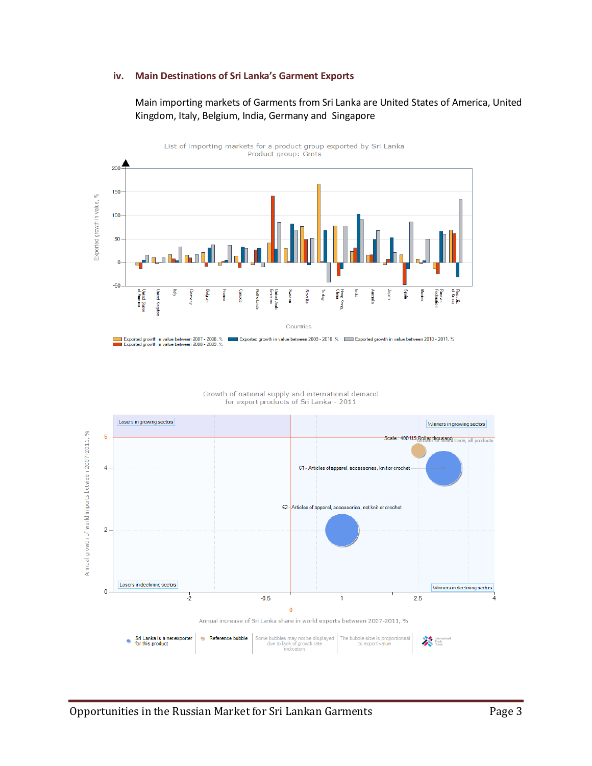### iv. Main Destinations of Sri Lanka's Garment Exports

Main importing markets of Garments from Sri Lanka are United States of America, United Kingdom, Italy, Belgium, India, Germany and Singapore

List of importing markets for a product group exported by Sri Lanka
Product group: Gmts

Growth of national supply and international demand
for export products of Sri Lanka - 2011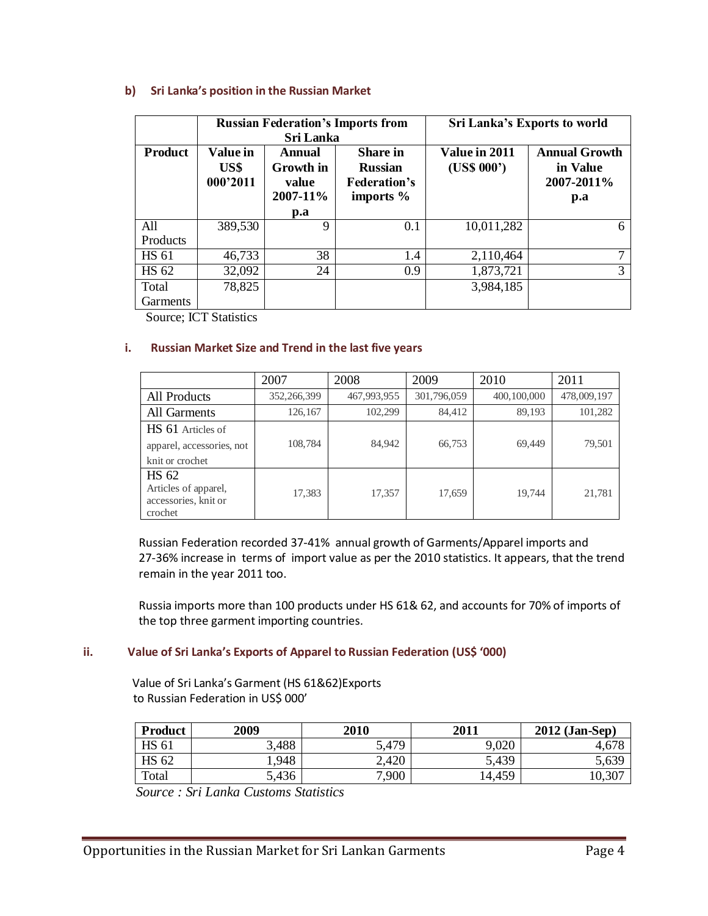### b) Sri Lanka's position in the Russian Market

| | Russian Federation's Imports from Sri Lanka | | | Sri Lanka's Exports to world | |
|---|---|---|---|---|---|
| **Product** | **Value in US$ 000'2011** | **Annual Growth in value 2007-11% p.a** | **Share in Russian Federation's imports %** | **Value in 2011 (US$ 000')** | **Annual Growth in Value 2007-2011% p.a** |
| All Products | 389,530 | 9 | 0.1 | 10,011,282 | 6 |
| HS 61 | 46,733 | 38 | 1.4 | 2,110,464 | 7 |
| HS 62 | 32,092 | 24 | 0.9 | 1,873,721 | 3 |
| Total Garments | 78,825 | | | 3,984,185 | |

Source; ICT Statistics

#### i. Russian Market Size and Trend in the last five years

| | 2007 | 2008 | 2009 | 2010 | 2011 |
|---|---|---|---|---|---|
| All Products | 352,266,399 | 467,993,955 | 301,796,059 | 400,100,000 | 478,009,197 |
| All Garments | 126,167 | 102,299 | 84,412 | 89,193 | 101,282 |
| HS 61 Articles of apparel, accessories, not knit or crochet | 108,784 | 84,942 | 66,753 | 69,449 | 79,501 |
| HS 62 Articles of apparel, accessories, knit or crochet | 17,383 | 17,357 | 17,659 | 19,744 | 21,781 |

Russian Federation recorded 37-41% annual growth of Garments/Apparel imports and 27-36% increase in terms of import value as per the 2010 statistics. It appears, that the trend remain in the year 2011 too.

Russia imports more than 100 products under HS 61& 62, and accounts for 70% of imports of the top three garment importing countries.

#### ii. Value of Sri Lanka's Exports of Apparel to Russian Federation (US$ '000)

Value of Sri Lanka's Garment (HS 61&62)Exports to Russian Federation in US$ 000'

| Product | 2009 | 2010 | 2011 | 2012 (Jan-Sep) |
|---|---|---|---|---|
| HS 61 | 3,488 | 5,479 | 9,020 | 4,678 |
| HS 62 | 1,948 | 2,420 | 5,439 | 5,639 |
| Total | 5,436 | 7,900 | 14,459 | 10,307 |

*Source : Sri Lanka Customs Statistics*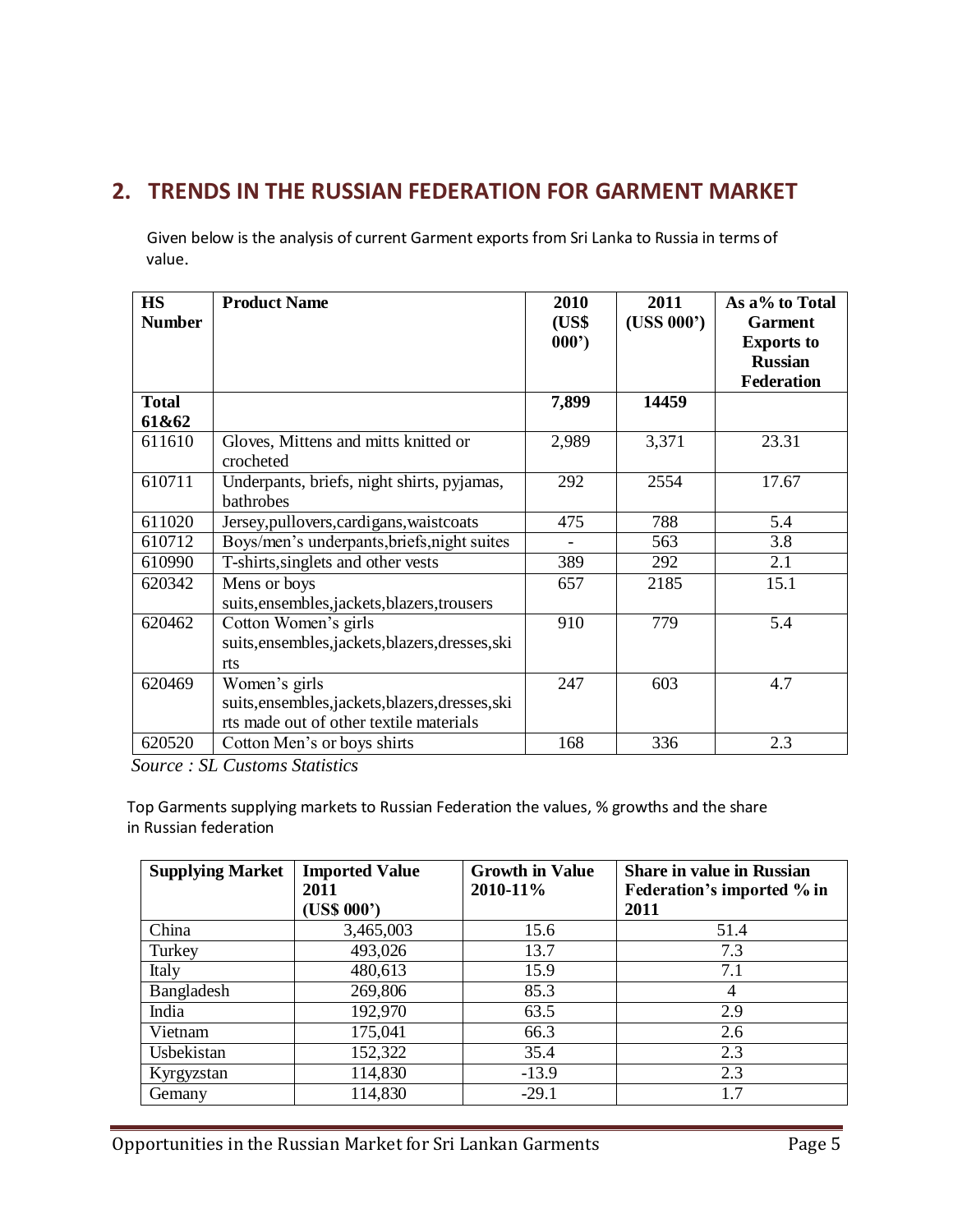## 2. TRENDS IN THE RUSSIAN FEDERATION FOR GARMENT MARKET

Given below is the analysis of current Garment exports from Sri Lanka to Russia in terms of value.

| HS Number | Product Name | 2010 (US$ 000') | 2011 (USS 000') | As a% to Total Garment Exports to Russian Federation |
|---|---|---|---|---|
| **Total 61&62** | | **7,899** | **14459** | |
| 611610 | Gloves, Mittens and mitts knitted or crocheted | 2,989 | 3,371 | 23.31 |
| 610711 | Underpants, briefs, night shirts, pyjamas, bathrobes | 292 | 2554 | 17.67 |
| 611020 | Jersey,pullovers,cardigans,waistcoats | 475 | 788 | 5.4 |
| 610712 | Boys/men's underpants,briefs,night suites | - | 563 | 3.8 |
| 610990 | T-shirts,singlets and other vests | 389 | 292 | 2.1 |
| 620342 | Mens or boys suits,ensembles,jackets,blazers,trousers | 657 | 2185 | 15.1 |
| 620462 | Cotton Women's girls suits,ensembles,jackets,blazers,dresses,skirts | 910 | 779 | 5.4 |
| 620469 | Women's girls suits,ensembles,jackets,blazers,dresses,skirts made out of other textile materials | 247 | 603 | 4.7 |
| 620520 | Cotton Men's or boys shirts | 168 | 336 | 2.3 |

*Source : SL Customs Statistics*

Top Garments supplying markets to Russian Federation the values, % growths and the share in Russian federation

| Supplying Market | Imported Value 2011 (US$ 000') | Growth in Value 2010-11% | Share in value in Russian Federation's imported % in 2011 |
|---|---|---|---|
| China | 3,465,003 | 15.6 | 51.4 |
| Turkey | 493,026 | 13.7 | 7.3 |
| Italy | 480,613 | 15.9 | 7.1 |
| Bangladesh | 269,806 | 85.3 | 4 |
| India | 192,970 | 63.5 | 2.9 |
| Vietnam | 175,041 | 66.3 | 2.6 |
| Usbekistan | 152,322 | 35.4 | 2.3 |
| Kyrgyzstan | 114,830 | -13.9 | 2.3 |
| Gemany | 114,830 | -29.1 | 1.7 |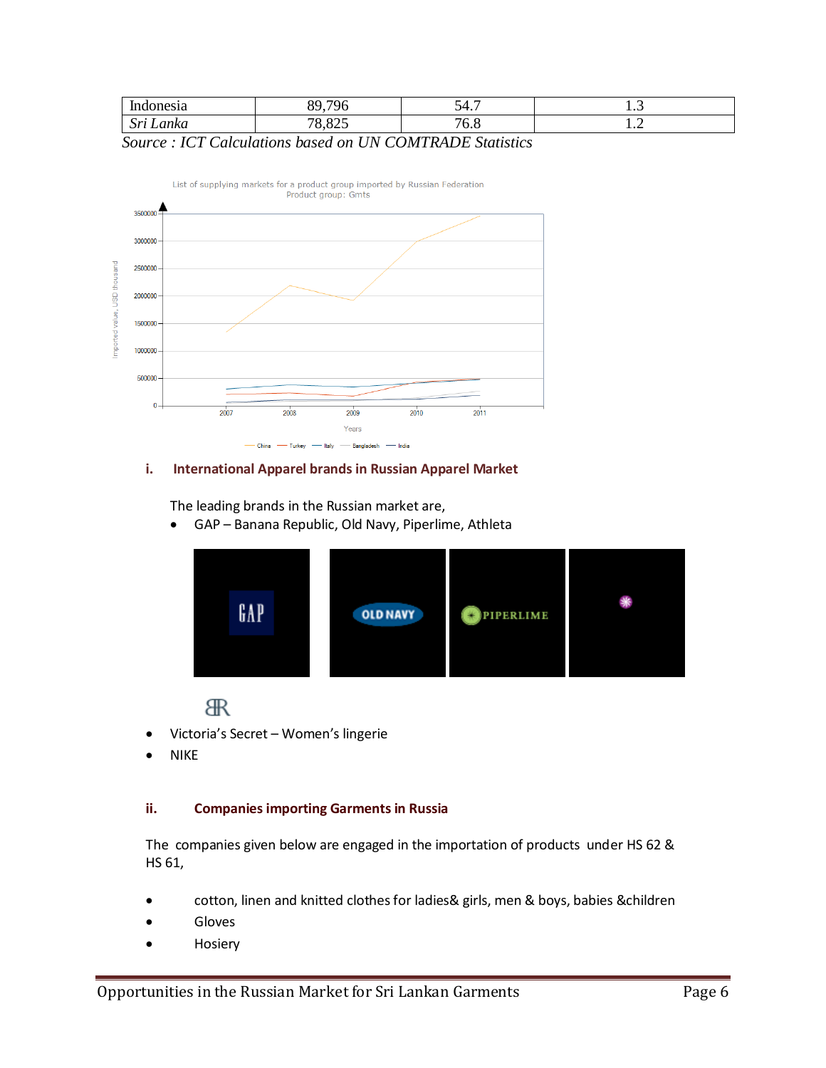| Indonesia | 89,796 | 54.7 | 1.3 |
|---|---|---|---|
| *Sri Lanka* | 78,825 | 76.8 | 1.2 |

*Source : ICT Calculations based on UN COMTRADE Statistics*

List of supplying markets for a product group imported by Russian Federation
Product group: Gmts

### i. International Apparel brands in Russian Apparel Market

The leading brands in the Russian market are,

- GAP – Banana Republic, Old Navy, Piperlime, Athleta
- Victoria's Secret – Women's lingerie
- NIKE

### ii. Companies importing Garments in Russia

The companies given below are engaged in the importation of products under HS 62 & HS 61,

- cotton, linen and knitted clothes for ladies& girls, men & boys, babies &children
- Gloves
- Hosiery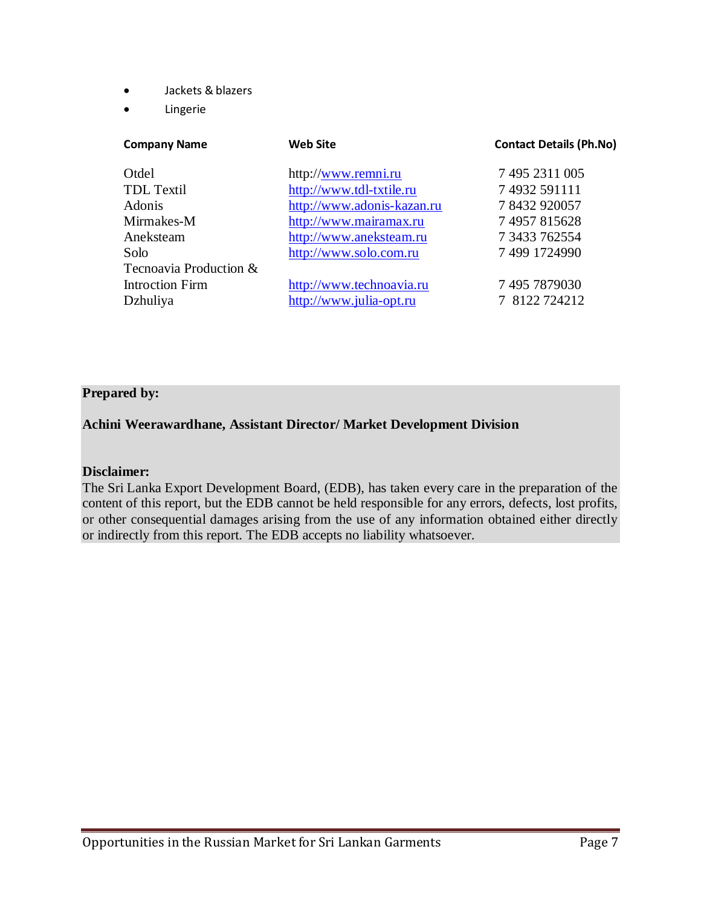- Jackets & blazers
- Lingerie

| Company Name | Web Site | Contact Details (Ph.No) |
|---|---|---|
| Otdel | http://www.remni.ru | 7 495 2311 005 |
| TDL Textil | http://www.tdl-txtile.ru | 7 4932 591111 |
| Adonis | http://www.adonis-kazan.ru | 7 8432 920057 |
| Mirmakes-M | http://www.mairamax.ru | 7 4957 815628 |
| Aneksteam | http://www.aneksteam.ru | 7 3433 762554 |
| Solo | http://www.solo.com.ru | 7 499 1724990 |
| Tecnoavia Production & Introction Firm | http://www.technoavia.ru | 7 495 7879030 |
| Dzhuliya | http://www.julia-opt.ru | 7 8122 724212 |

**Prepared by:**

**Achini Weerawardhane, Assistant Director/ Market Development Division**

**Disclaimer:**
The Sri Lanka Export Development Board, (EDB), has taken every care in the preparation of the content of this report, but the EDB cannot be held responsible for any errors, defects, lost profits, or other consequential damages arising from the use of any information obtained either directly or indirectly from this report. The EDB accepts no liability whatsoever.